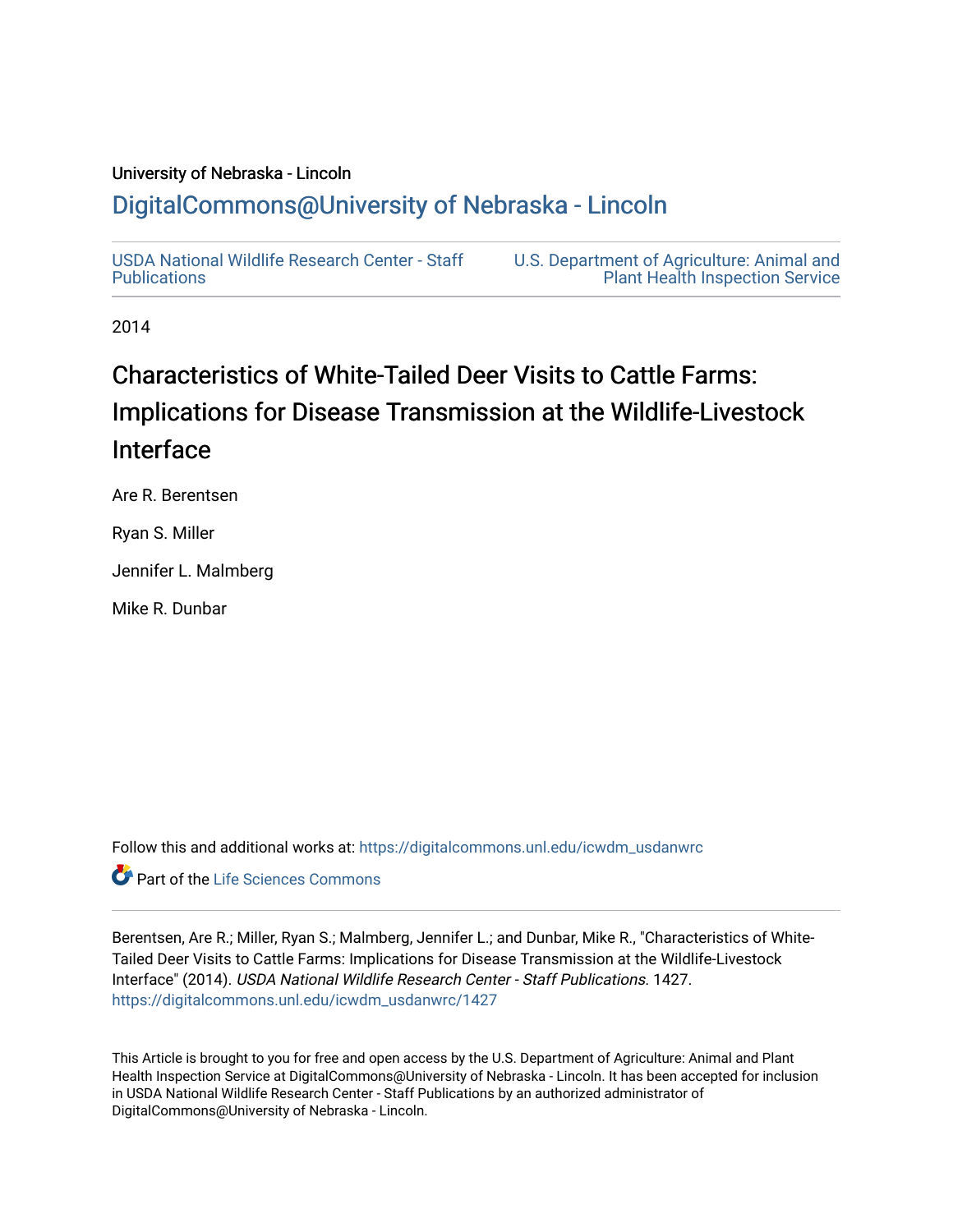University of Nebraska - Lincoln

## DigitalCommons@University of Nebraska - Lincoln

USDA National Wildlife Research Center - Staff Publications

U.S. Department of Agriculture: Animal and Plant Health Inspection Service

2014

# Characteristics of White-Tailed Deer Visits to Cattle Farms: Implications for Disease Transmission at the Wildlife-Livestock Interface

Are R. Berentsen

Ryan S. Miller

Jennifer L. Malmberg

Mike R. Dunbar

Follow this and additional works at: https://digitalcommons.unl.edu/icwdm_usdanwrc

Part of the Life Sciences Commons

Berentsen, Are R.; Miller, Ryan S.; Malmberg, Jennifer L.; and Dunbar, Mike R., "Characteristics of White-Tailed Deer Visits to Cattle Farms: Implications for Disease Transmission at the Wildlife-Livestock Interface" (2014). *USDA National Wildlife Research Center - Staff Publications*. 1427.
https://digitalcommons.unl.edu/icwdm_usdanwrc/1427

This Article is brought to you for free and open access by the U.S. Department of Agriculture: Animal and Plant Health Inspection Service at DigitalCommons@University of Nebraska - Lincoln. It has been accepted for inclusion in USDA National Wildlife Research Center - Staff Publications by an authorized administrator of DigitalCommons@University of Nebraska - Lincoln.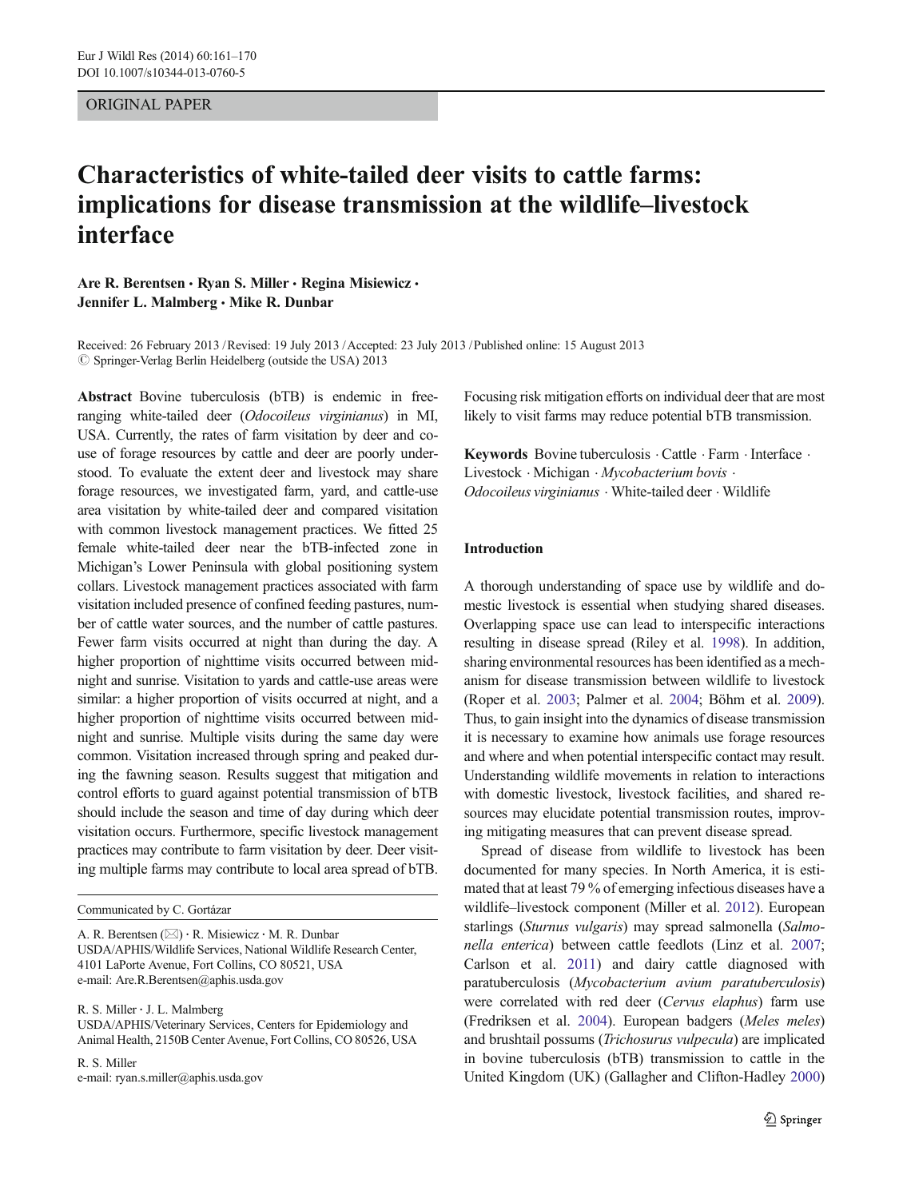ORIGINAL PAPER

# Characteristics of white-tailed deer visits to cattle farms: implications for disease transmission at the wildlife–livestock interface

**Are R. Berentsen · Ryan S. Miller · Regina Misiewicz · Jennifer L. Malmberg · Mike R. Dunbar**

Received: 26 February 2013 / Revised: 19 July 2013 / Accepted: 23 July 2013 / Published online: 15 August 2013
© Springer-Verlag Berlin Heidelberg (outside the USA) 2013

**Abstract** Bovine tuberculosis (bTB) is endemic in free-ranging white-tailed deer (*Odocoileus virginianus*) in MI, USA. Currently, the rates of farm visitation by deer and co-use of forage resources by cattle and deer are poorly understood. To evaluate the extent deer and livestock may share forage resources, we investigated farm, yard, and cattle-use area visitation by white-tailed deer and compared visitation with common livestock management practices. We fitted 25 female white-tailed deer near the bTB-infected zone in Michigan's Lower Peninsula with global positioning system collars. Livestock management practices associated with farm visitation included presence of confined feeding pastures, number of cattle water sources, and the number of cattle pastures. Fewer farm visits occurred at night than during the day. A higher proportion of nighttime visits occurred between midnight and sunrise. Visitation to yards and cattle-use areas were similar: a higher proportion of visits occurred at night, and a higher proportion of nighttime visits occurred between midnight and sunrise. Multiple visits during the same day were common. Visitation increased through spring and peaked during the fawning season. Results suggest that mitigation and control efforts to guard against potential transmission of bTB should include the season and time of day during which deer visitation occurs. Furthermore, specific livestock management practices may contribute to farm visitation by deer. Deer visiting multiple farms may contribute to local area spread of bTB. Focusing risk mitigation efforts on individual deer that are most likely to visit farms may reduce potential bTB transmission.

**Keywords** Bovine tuberculosis · Cattle · Farm · Interface · Livestock · Michigan · *Mycobacterium bovis* · *Odocoileus virginianus* · White-tailed deer · Wildlife

Communicated by C. Gortázar

A. R. Berentsen (✉) · R. Misiewicz · M. R. Dunbar
USDA/APHIS/Wildlife Services, National Wildlife Research Center, 4101 LaPorte Avenue, Fort Collins, CO 80521, USA
e-mail: Are.R.Berentsen@aphis.usda.gov

R. S. Miller · J. L. Malmberg
USDA/APHIS/Veterinary Services, Centers for Epidemiology and Animal Health, 2150B Center Avenue, Fort Collins, CO 80526, USA

R. S. Miller
e-mail: ryan.s.miller@aphis.usda.gov

## Introduction

A thorough understanding of space use by wildlife and domestic livestock is essential when studying shared diseases. Overlapping space use can lead to interspecific interactions resulting in disease spread (Riley et al. 1998). In addition, sharing environmental resources has been identified as a mechanism for disease transmission between wildlife to livestock (Roper et al. 2003; Palmer et al. 2004; Böhm et al. 2009). Thus, to gain insight into the dynamics of disease transmission it is necessary to examine how animals use forage resources and where and when potential interspecific contact may result. Understanding wildlife movements in relation to interactions with domestic livestock, livestock facilities, and shared resources may elucidate potential transmission routes, improving mitigating measures that can prevent disease spread.

Spread of disease from wildlife to livestock has been documented for many species. In North America, it is estimated that at least 79 % of emerging infectious diseases have a wildlife–livestock component (Miller et al. 2012). European starlings (*Sturnus vulgaris*) may spread salmonella (*Salmonella enterica*) between cattle feedlots (Linz et al. 2007; Carlson et al. 2011) and dairy cattle diagnosed with paratuberculosis (*Mycobacterium avium paratuberculosis*) were correlated with red deer (*Cervus elaphus*) farm use (Fredriksen et al. 2004). European badgers (*Meles meles*) and brushtail possums (*Trichosurus vulpecula*) are implicated in bovine tuberculosis (bTB) transmission to cattle in the United Kingdom (UK) (Gallagher and Clifton-Hadley 2000)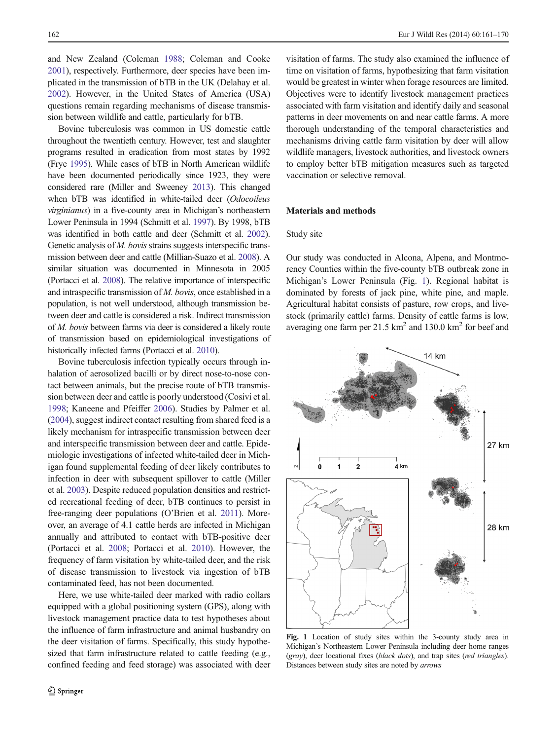and New Zealand (Coleman 1988; Coleman and Cooke 2001), respectively. Furthermore, deer species have been implicated in the transmission of bTB in the UK (Delahay et al. 2002). However, in the United States of America (USA) questions remain regarding mechanisms of disease transmission between wildlife and cattle, particularly for bTB.

Bovine tuberculosis was common in US domestic cattle throughout the twentieth century. However, test and slaughter programs resulted in eradication from most states by 1992 (Frye 1995). While cases of bTB in North American wildlife have been documented periodically since 1923, they were considered rare (Miller and Sweeney 2013). This changed when bTB was identified in white-tailed deer (*Odocoileus virginianus*) in a five-county area in Michigan's northeastern Lower Peninsula in 1994 (Schmitt et al. 1997). By 1998, bTB was identified in both cattle and deer (Schmitt et al. 2002). Genetic analysis of *M. bovis* strains suggests interspecific transmission between deer and cattle (Millian-Suazo et al. 2008). A similar situation was documented in Minnesota in 2005 (Portacci et al. 2008). The relative importance of interspecific and intraspecific transmission of *M. bovis*, once established in a population, is not well understood, although transmission between deer and cattle is considered a risk. Indirect transmission of *M. bovis* between farms via deer is considered a likely route of transmission based on epidemiological investigations of historically infected farms (Portacci et al. 2010).

Bovine tuberculosis infection typically occurs through inhalation of aerosolized bacilli or by direct nose-to-nose contact between animals, but the precise route of bTB transmission between deer and cattle is poorly understood (Cosivi et al. 1998; Kaneene and Pfeiffer 2006). Studies by Palmer et al. (2004), suggest indirect contact resulting from shared feed is a likely mechanism for intraspecific transmission between deer and interspecific transmission between deer and cattle. Epidemiologic investigations of infected white-tailed deer in Michigan found supplemental feeding of deer likely contributes to infection in deer with subsequent spillover to cattle (Miller et al. 2003). Despite reduced population densities and restricted recreational feeding of deer, bTB continues to persist in free-ranging deer populations (O'Brien et al. 2011). Moreover, an average of 4.1 cattle herds are infected in Michigan annually and attributed to contact with bTB-positive deer (Portacci et al. 2008; Portacci et al. 2010). However, the frequency of farm visitation by white-tailed deer, and the risk of disease transmission to livestock via ingestion of bTB contaminated feed, has not been documented.

Here, we use white-tailed deer marked with radio collars equipped with a global positioning system (GPS), along with livestock management practice data to test hypotheses about the influence of farm infrastructure and animal husbandry on the deer visitation of farms. Specifically, this study hypothesized that farm infrastructure related to cattle feeding (e.g., confined feeding and feed storage) was associated with deer visitation of farms. The study also examined the influence of time on visitation of farms, hypothesizing that farm visitation would be greatest in winter when forage resources are limited. Objectives were to identify livestock management practices associated with farm visitation and identify daily and seasonal patterns in deer movements on and near cattle farms. A more thorough understanding of the temporal characteristics and mechanisms driving cattle farm visitation by deer will allow wildlife managers, livestock authorities, and livestock owners to employ better bTB mitigation measures such as targeted vaccination or selective removal.

## Materials and methods

### Study site

Our study was conducted in Alcona, Alpena, and Montmorency Counties within the five-county bTB outbreak zone in Michigan's Lower Peninsula (Fig. 1). Regional habitat is dominated by forests of jack pine, white pine, and maple. Agricultural habitat consists of pasture, row crops, and livestock (primarily cattle) farms. Density of cattle farms is low, averaging one farm per 21.5 km$^2$ and 130.0 km$^2$ for beef and

**Fig. 1** Location of study sites within the 3-county study area in Michigan's Northeastern Lower Peninsula including deer home ranges (*gray*), deer locational fixes (*black dots*), and trap sites (*red triangles*). Distances between study sites are noted by *arrows*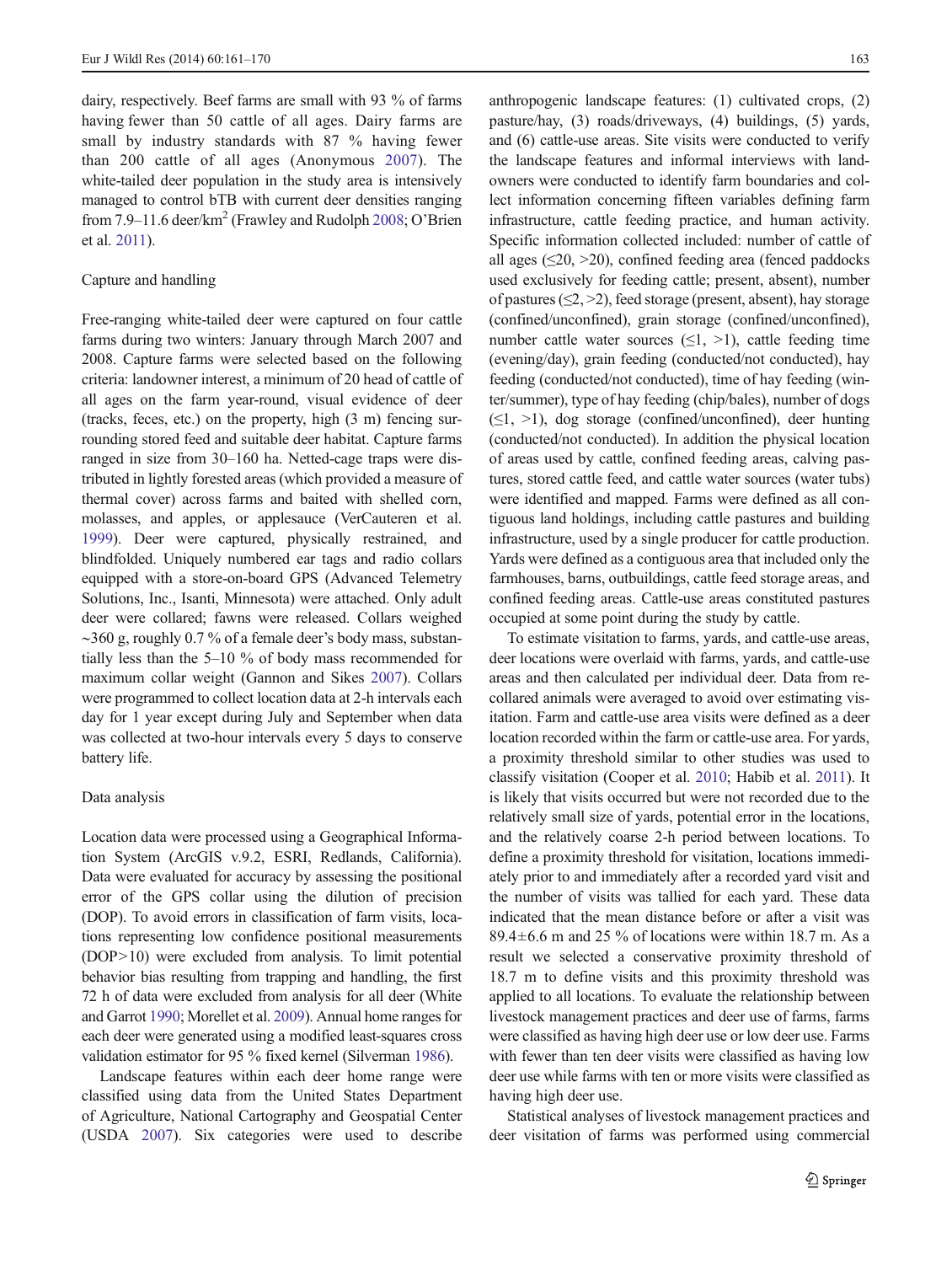dairy, respectively. Beef farms are small with 93 % of farms having fewer than 50 cattle of all ages. Dairy farms are small by industry standards with 87 % having fewer than 200 cattle of all ages (Anonymous 2007). The white-tailed deer population in the study area is intensively managed to control bTB with current deer densities ranging from 7.9–11.6 deer/km$^2$ (Frawley and Rudolph 2008; O'Brien et al. 2011).

### Capture and handling

Free-ranging white-tailed deer were captured on four cattle farms during two winters: January through March 2007 and 2008. Capture farms were selected based on the following criteria: landowner interest, a minimum of 20 head of cattle of all ages on the farm year-round, visual evidence of deer (tracks, feces, etc.) on the property, high (3 m) fencing surrounding stored feed and suitable deer habitat. Capture farms ranged in size from 30–160 ha. Netted-cage traps were distributed in lightly forested areas (which provided a measure of thermal cover) across farms and baited with shelled corn, molasses, and apples, or applesauce (VerCauteren et al. 1999). Deer were captured, physically restrained, and blindfolded. Uniquely numbered ear tags and radio collars equipped with a store-on-board GPS (Advanced Telemetry Solutions, Inc., Isanti, Minnesota) were attached. Only adult deer were collared; fawns were released. Collars weighed ~360 g, roughly 0.7 % of a female deer's body mass, substantially less than the 5–10 % of body mass recommended for maximum collar weight (Gannon and Sikes 2007). Collars were programmed to collect location data at 2-h intervals each day for 1 year except during July and September when data was collected at two-hour intervals every 5 days to conserve battery life.

### Data analysis

Location data were processed using a Geographical Information System (ArcGIS v.9.2, ESRI, Redlands, California). Data were evaluated for accuracy by assessing the positional error of the GPS collar using the dilution of precision (DOP). To avoid errors in classification of farm visits, locations representing low confidence positional measurements (DOP>10) were excluded from analysis. To limit potential behavior bias resulting from trapping and handling, the first 72 h of data were excluded from analysis for all deer (White and Garrot 1990; Morellet et al. 2009). Annual home ranges for each deer were generated using a modified least-squares cross validation estimator for 95 % fixed kernel (Silverman 1986).

Landscape features within each deer home range were classified using data from the United States Department of Agriculture, National Cartography and Geospatial Center (USDA 2007). Six categories were used to describe anthropogenic landscape features: (1) cultivated crops, (2) pasture/hay, (3) roads/driveways, (4) buildings, (5) yards, and (6) cattle-use areas. Site visits were conducted to verify the landscape features and informal interviews with landowners were conducted to identify farm boundaries and collect information concerning fifteen variables defining farm infrastructure, cattle feeding practice, and human activity. Specific information collected included: number of cattle of all ages (≤20, >20), confined feeding area (fenced paddocks used exclusively for feeding cattle; present, absent), number of pastures (≤2, >2), feed storage (present, absent), hay storage (confined/unconfined), grain storage (confined/unconfined), number cattle water sources (≤1, >1), cattle feeding time (evening/day), grain feeding (conducted/not conducted), hay feeding (conducted/not conducted), time of hay feeding (winter/summer), type of hay feeding (chip/bales), number of dogs (≤1, >1), dog storage (confined/unconfined), deer hunting (conducted/not conducted). In addition the physical location of areas used by cattle, confined feeding areas, calving pastures, stored cattle feed, and cattle water sources (water tubs) were identified and mapped. Farms were defined as all contiguous land holdings, including cattle pastures and building infrastructure, used by a single producer for cattle production. Yards were defined as a contiguous area that included only the farmhouses, barns, outbuildings, cattle feed storage areas, and confined feeding areas. Cattle-use areas constituted pastures occupied at some point during the study by cattle.

To estimate visitation to farms, yards, and cattle-use areas, deer locations were overlaid with farms, yards, and cattle-use areas and then calculated per individual deer. Data from re-collared animals were averaged to avoid over estimating visitation. Farm and cattle-use area visits were defined as a deer location recorded within the farm or cattle-use area. For yards, a proximity threshold similar to other studies was used to classify visitation (Cooper et al. 2010; Habib et al. 2011). It is likely that visits occurred but were not recorded due to the relatively small size of yards, potential error in the locations, and the relatively coarse 2-h period between locations. To define a proximity threshold for visitation, locations immediately prior to and immediately after a recorded yard visit and the number of visits was tallied for each yard. These data indicated that the mean distance before or after a visit was 89.4±6.6 m and 25 % of locations were within 18.7 m. As a result we selected a conservative proximity threshold of 18.7 m to define visits and this proximity threshold was applied to all locations. To evaluate the relationship between livestock management practices and deer use of farms, farms were classified as having high deer use or low deer use. Farms with fewer than ten deer visits were classified as having low deer use while farms with ten or more visits were classified as having high deer use.

Statistical analyses of livestock management practices and deer visitation of farms was performed using commercial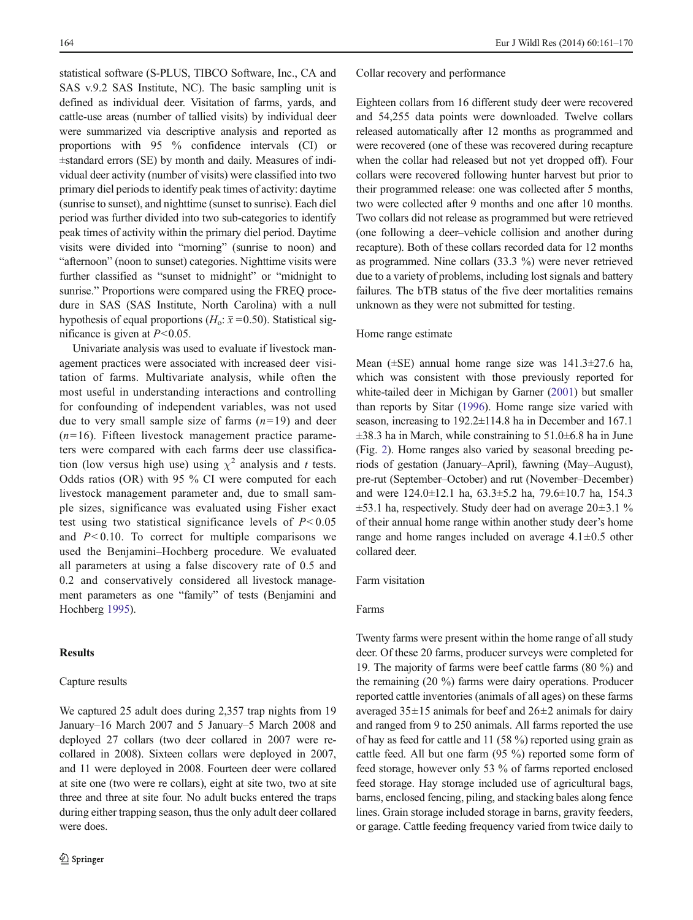statistical software (S-PLUS, TIBCO Software, Inc., CA and SAS v.9.2 SAS Institute, NC). The basic sampling unit is defined as individual deer. Visitation of farms, yards, and cattle-use areas (number of tallied visits) by individual deer were summarized via descriptive analysis and reported as proportions with 95 % confidence intervals (CI) or ±standard errors (SE) by month and daily. Measures of individual deer activity (number of visits) were classified into two primary diel periods to identify peak times of activity: daytime (sunrise to sunset), and nighttime (sunset to sunrise). Each diel period was further divided into two sub-categories to identify peak times of activity within the primary diel period. Daytime visits were divided into "morning" (sunrise to noon) and "afternoon" (noon to sunset) categories. Nighttime visits were further classified as "sunset to midnight" or "midnight to sunrise." Proportions were compared using the FREQ procedure in SAS (SAS Institute, North Carolina) with a null hypothesis of equal proportions ($H_o$: $\bar{x}=0.50$). Statistical significance is given at $P<0.05$.

Univariate analysis was used to evaluate if livestock management practices were associated with increased deer visitation of farms. Multivariate analysis, while often the most useful in understanding interactions and controlling for confounding of independent variables, was not used due to very small sample size of farms ($n=19$) and deer ($n=16$). Fifteen livestock management practice parameters were compared with each farms deer use classification (low versus high use) using $\chi^2$ analysis and $t$ tests. Odds ratios (OR) with 95 % CI were computed for each livestock management parameter and, due to small sample sizes, significance was evaluated using Fisher exact test using two statistical significance levels of $P<0.05$ and $P<0.10$. To correct for multiple comparisons we used the Benjamini–Hochberg procedure. We evaluated all parameters at using a false discovery rate of 0.5 and 0.2 and conservatively considered all livestock management parameters as one "family" of tests (Benjamini and Hochberg 1995).

## Results

### Capture results

We captured 25 adult does during 2,357 trap nights from 19 January–16 March 2007 and 5 January–5 March 2008 and deployed 27 collars (two deer collared in 2007 were re-collared in 2008). Sixteen collars were deployed in 2007, and 11 were deployed in 2008. Fourteen deer were collared at site one (two were re collars), eight at site two, two at site three and three at site four. No adult bucks entered the traps during either trapping season, thus the only adult deer collared were does.

### Collar recovery and performance

Eighteen collars from 16 different study deer were recovered and 54,255 data points were downloaded. Twelve collars released automatically after 12 months as programmed and were recovered (one of these was recovered during recapture when the collar had released but not yet dropped off). Four collars were recovered following hunter harvest but prior to their programmed release: one was collected after 5 months, two were collected after 9 months and one after 10 months. Two collars did not release as programmed but were retrieved (one following a deer–vehicle collision and another during recapture). Both of these collars recorded data for 12 months as programmed. Nine collars (33.3 %) were never retrieved due to a variety of problems, including lost signals and battery failures. The bTB status of the five deer mortalities remains unknown as they were not submitted for testing.

### Home range estimate

Mean (±SE) annual home range size was 141.3±27.6 ha, which was consistent with those previously reported for white-tailed deer in Michigan by Garner (2001) but smaller than reports by Sitar (1996). Home range size varied with season, increasing to 192.2±114.8 ha in December and 167.1 ±38.3 ha in March, while constraining to 51.0±6.8 ha in June (Fig. 2). Home ranges also varied by seasonal breeding periods of gestation (January–April), fawning (May–August), pre-rut (September–October) and rut (November–December) and were 124.0±12.1 ha, 63.3±5.2 ha, 79.6±10.7 ha, 154.3 ±53.1 ha, respectively. Study deer had on average 20±3.1 % of their annual home range within another study deer's home range and home ranges included on average 4.1±0.5 other collared deer.

### Farm visitation

#### Farms

Twenty farms were present within the home range of all study deer. Of these 20 farms, producer surveys were completed for 19. The majority of farms were beef cattle farms (80 %) and the remaining (20 %) farms were dairy operations. Producer reported cattle inventories (animals of all ages) on these farms averaged 35±15 animals for beef and 26±2 animals for dairy and ranged from 9 to 250 animals. All farms reported the use of hay as feed for cattle and 11 (58 %) reported using grain as cattle feed. All but one farm (95 %) reported some form of feed storage, however only 53 % of farms reported enclosed feed storage. Hay storage included use of agricultural bags, barns, enclosed fencing, piling, and stacking bales along fence lines. Grain storage included storage in barns, gravity feeders, or garage. Cattle feeding frequency varied from twice daily to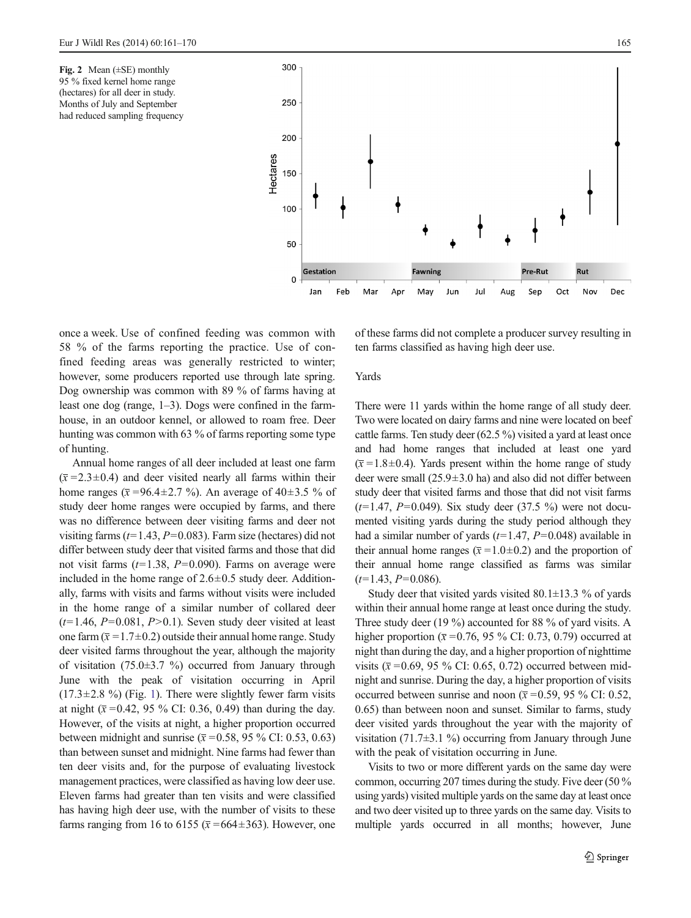Fig. 2 Mean (±SE) monthly 95 % fixed kernel home range (hectares) for all deer in study. Months of July and September had reduced sampling frequency

once a week. Use of confined feeding was common with 58 % of the farms reporting the practice. Use of confined feeding areas was generally restricted to winter; however, some producers reported use through late spring. Dog ownership was common with 89 % of farms having at least one dog (range, 1–3). Dogs were confined in the farmhouse, in an outdoor kennel, or allowed to roam free. Deer hunting was common with 63 % of farms reporting some type of hunting.

Annual home ranges of all deer included at least one farm ($\bar{x}$ =2.3±0.4) and deer visited nearly all farms within their home ranges ($\bar{x}$ =96.4±2.7 %). An average of 40±3.5 % of study deer home ranges were occupied by farms, and there was no difference between deer visiting farms and deer not visiting farms ($t$=1.43, $P$=0.083). Farm size (hectares) did not differ between study deer that visited farms and those that did not visit farms ($t$=1.38, $P$=0.090). Farms on average were included in the home range of 2.6±0.5 study deer. Additionally, farms with visits and farms without visits were included in the home range of a similar number of collared deer ($t$=1.46, $P$=0.081, $P$>0.1). Seven study deer visited at least one farm ($\bar{x}$ =1.7±0.2) outside their annual home range. Study deer visited farms throughout the year, although the majority of visitation (75.0±3.7 %) occurred from January through June with the peak of visitation occurring in April (17.3±2.8 %) (Fig. 1). There were slightly fewer farm visits at night ($\bar{x}$ =0.42, 95 % CI: 0.36, 0.49) than during the day. However, of the visits at night, a higher proportion occurred between midnight and sunrise ($\bar{x}$ =0.58, 95 % CI: 0.53, 0.63) than between sunset and midnight. Nine farms had fewer than ten deer visits and, for the purpose of evaluating livestock management practices, were classified as having low deer use. Eleven farms had greater than ten visits and were classified has having high deer use, with the number of visits to these farms ranging from 16 to 6155 ($\bar{x}$ =664±363). However, one of these farms did not complete a producer survey resulting in ten farms classified as having high deer use.

### Yards

There were 11 yards within the home range of all study deer. Two were located on dairy farms and nine were located on beef cattle farms. Ten study deer (62.5 %) visited a yard at least once and had home ranges that included at least one yard ($\bar{x}$ =1.8±0.4). Yards present within the home range of study deer were small (25.9±3.0 ha) and also did not differ between study deer that visited farms and those that did not visit farms ($t$=1.47, $P$=0.049). Six study deer (37.5 %) were not documented visiting yards during the study period although they had a similar number of yards ($t$=1.47, $P$=0.048) available in their annual home ranges ($\bar{x}$ =1.0±0.2) and the proportion of their annual home range classified as farms was similar ($t$=1.43, $P$=0.086).

Study deer that visited yards visited 80.1±13.3 % of yards within their annual home range at least once during the study. Three study deer (19 %) accounted for 88 % of yard visits. A higher proportion ($\bar{x}$ =0.76, 95 % CI: 0.73, 0.79) occurred at night than during the day, and a higher proportion of nighttime visits ($\bar{x}$ =0.69, 95 % CI: 0.65, 0.72) occurred between midnight and sunrise. During the day, a higher proportion of visits occurred between sunrise and noon ($\bar{x}$ =0.59, 95 % CI: 0.52, 0.65) than between noon and sunset. Similar to farms, study deer visited yards throughout the year with the majority of visitation (71.7±3.1 %) occurring from January through June with the peak of visitation occurring in June.

Visits to two or more different yards on the same day were common, occurring 207 times during the study. Five deer (50 % using yards) visited multiple yards on the same day at least once and two deer visited up to three yards on the same day. Visits to multiple yards occurred in all months; however, June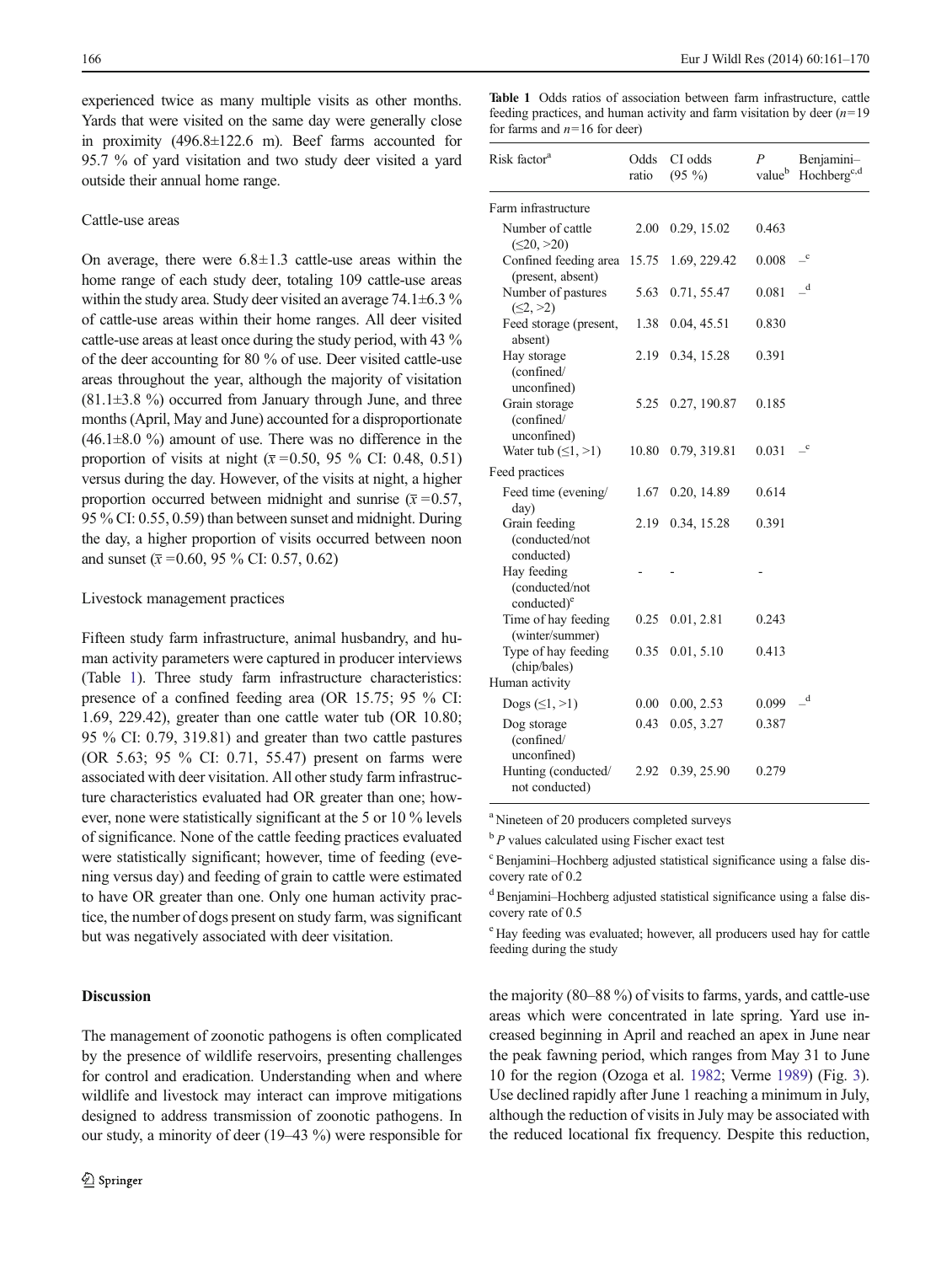experienced twice as many multiple visits as other months. Yards that were visited on the same day were generally close in proximity (496.8±122.6 m). Beef farms accounted for 95.7 % of yard visitation and two study deer visited a yard outside their annual home range.

### Cattle-use areas

On average, there were 6.8±1.3 cattle-use areas within the home range of each study deer, totaling 109 cattle-use areas within the study area. Study deer visited an average 74.1±6.3 % of cattle-use areas within their home ranges. All deer visited cattle-use areas at least once during the study period, with 43 % of the deer accounting for 80 % of use. Deer visited cattle-use areas throughout the year, although the majority of visitation (81.1±3.8 %) occurred from January through June, and three months (April, May and June) accounted for a disproportionate (46.1±8.0 %) amount of use. There was no difference in the proportion of visits at night ($\bar{x}$ =0.50, 95 % CI: 0.48, 0.51) versus during the day. However, of the visits at night, a higher proportion occurred between midnight and sunrise ($\bar{x}$ =0.57, 95 % CI: 0.55, 0.59) than between sunset and midnight. During the day, a higher proportion of visits occurred between noon and sunset ($\bar{x}$ =0.60, 95 % CI: 0.57, 0.62)

### Livestock management practices

Fifteen study farm infrastructure, animal husbandry, and human activity parameters were captured in producer interviews (Table 1). Three study farm infrastructure characteristics: presence of a confined feeding area (OR 15.75; 95 % CI: 1.69, 229.42), greater than one cattle water tub (OR 10.80; 95 % CI: 0.79, 319.81) and greater than two cattle pastures (OR 5.63; 95 % CI: 0.71, 55.47) present on farms were associated with deer visitation. All other study farm infrastructure characteristics evaluated had OR greater than one; however, none were statistically significant at the 5 or 10 % levels of significance. None of the cattle feeding practices evaluated were statistically significant; however, time of feeding (evening versus day) and feeding of grain to cattle were estimated to have OR greater than one. Only one human activity practice, the number of dogs present on study farm, was significant but was negatively associated with deer visitation.

**Table 1** Odds ratios of association between farm infrastructure, cattle feeding practices, and human activity and farm visitation by deer ($n$=19 for farms and $n$=16 for deer)

| Risk factor[a] | Odds ratio | CI odds (95 %) | $P$ value[b] | Benjamini–Hochberg[c,d] |
|---|---|---|---|---|
| Farm infrastructure | | | | |
| Number of cattle (≤20, >20) | 2.00 | 0.29, 15.02 | 0.463 | |
| Confined feeding area (present, absent) | 15.75 | 1.69, 229.42 | 0.008 | –[c] |
| Number of pastures (≤2, >2) | 5.63 | 0.71, 55.47 | 0.081 | –[d] |
| Feed storage (present, absent) | 1.38 | 0.04, 45.51 | 0.830 | |
| Hay storage (confined/ unconfined) | 2.19 | 0.34, 15.28 | 0.391 | |
| Grain storage (confined/ unconfined) | 5.25 | 0.27, 190.87 | 0.185 | |
| Water tub (≤1, >1) | 10.80 | 0.79, 319.81 | 0.031 | –[c] |
| Feed practices | | | | |
| Feed time (evening/ day) | 1.67 | 0.20, 14.89 | 0.614 | |
| Grain feeding (conducted/not conducted) | 2.19 | 0.34, 15.28 | 0.391 | |
| Hay feeding (conducted/not conducted)[e] | - | - | - | |
| Time of hay feeding (winter/summer) | 0.25 | 0.01, 2.81 | 0.243 | |
| Type of hay feeding (chip/bales) | 0.35 | 0.01, 5.10 | 0.413 | |
| Human activity | | | | |
| Dogs (≤1, >1) | 0.00 | 0.00, 2.53 | 0.099 | –[d] |
| Dog storage (confined/ unconfined) | 0.43 | 0.05, 3.27 | 0.387 | |
| Hunting (conducted/ not conducted) | 2.92 | 0.39, 25.90 | 0.279 | |

[a] Nineteen of 20 producers completed surveys

[b] $P$ values calculated using Fischer exact test

[c] Benjamini–Hochberg adjusted statistical significance using a false discovery rate of 0.2

[d] Benjamini–Hochberg adjusted statistical significance using a false discovery rate of 0.5

[e] Hay feeding was evaluated; however, all producers used hay for cattle feeding during the study

## Discussion

The management of zoonotic pathogens is often complicated by the presence of wildlife reservoirs, presenting challenges for control and eradication. Understanding when and where wildlife and livestock may interact can improve mitigations designed to address transmission of zoonotic pathogens. In our study, a minority of deer (19–43 %) were responsible for the majority (80–88 %) of visits to farms, yards, and cattle-use areas which were concentrated in late spring. Yard use increased beginning in April and reached an apex in June near the peak fawning period, which ranges from May 31 to June 10 for the region (Ozoga et al. 1982; Verme 1989) (Fig. 3). Use declined rapidly after June 1 reaching a minimum in July, although the reduction of visits in July may be associated with the reduced locational fix frequency. Despite this reduction,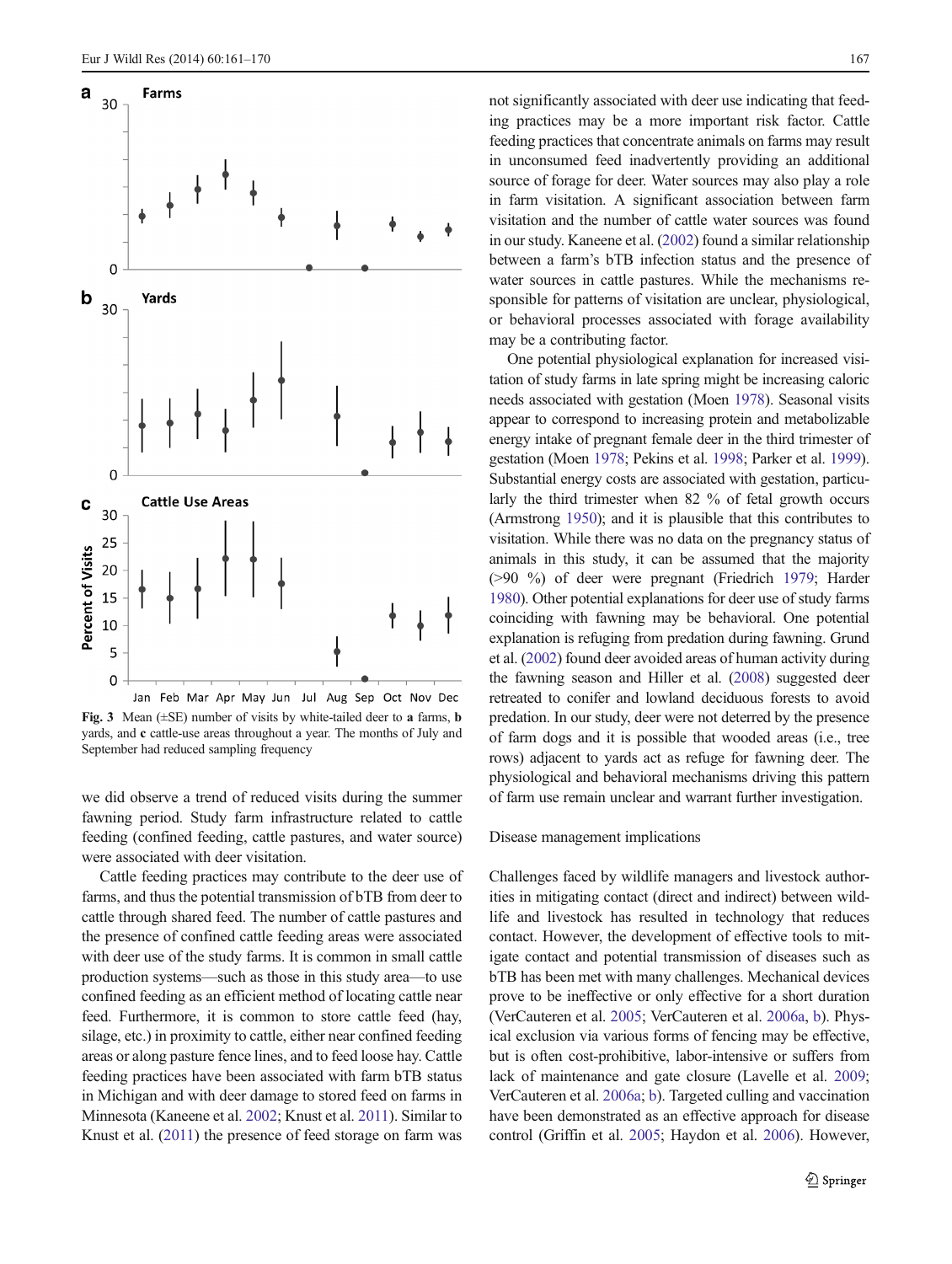Fig. 3 Mean (±SE) number of visits by white-tailed deer to **a** farms, **b** yards, and **c** cattle-use areas throughout a year. The months of July and September had reduced sampling frequency

we did observe a trend of reduced visits during the summer fawning period. Study farm infrastructure related to cattle feeding (confined feeding, cattle pastures, and water source) were associated with deer visitation.

Cattle feeding practices may contribute to the deer use of farms, and thus the potential transmission of bTB from deer to cattle through shared feed. The number of cattle pastures and the presence of confined cattle feeding areas were associated with deer use of the study farms. It is common in small cattle production systems—such as those in this study area—to use confined feeding as an efficient method of locating cattle near feed. Furthermore, it is common to store cattle feed (hay, silage, etc.) in proximity to cattle, either near confined feeding areas or along pasture fence lines, and to feed loose hay. Cattle feeding practices have been associated with farm bTB status in Michigan and with deer damage to stored feed on farms in Minnesota (Kaneene et al. 2002; Knust et al. 2011). Similar to Knust et al. (2011) the presence of feed storage on farm was not significantly associated with deer use indicating that feeding practices may be a more important risk factor. Cattle feeding practices that concentrate animals on farms may result in unconsumed feed inadvertently providing an additional source of forage for deer. Water sources may also play a role in farm visitation. A significant association between farm visitation and the number of cattle water sources was found in our study. Kaneene et al. (2002) found a similar relationship between a farm's bTB infection status and the presence of water sources in cattle pastures. While the mechanisms responsible for patterns of visitation are unclear, physiological, or behavioral processes associated with forage availability may be a contributing factor.

One potential physiological explanation for increased visitation of study farms in late spring might be increasing caloric needs associated with gestation (Moen 1978). Seasonal visits appear to correspond to increasing protein and metabolizable energy intake of pregnant female deer in the third trimester of gestation (Moen 1978; Pekins et al. 1998; Parker et al. 1999). Substantial energy costs are associated with gestation, particularly the third trimester when 82 % of fetal growth occurs (Armstrong 1950); and it is plausible that this contributes to visitation. While there was no data on the pregnancy status of animals in this study, it can be assumed that the majority (>90 %) of deer were pregnant (Friedrich 1979; Harder 1980). Other potential explanations for deer use of study farms coinciding with fawning may be behavioral. One potential explanation is refuging from predation during fawning. Grund et al. (2002) found deer avoided areas of human activity during the fawning season and Hiller et al. (2008) suggested deer retreated to conifer and lowland deciduous forests to avoid predation. In our study, deer were not deterred by the presence of farm dogs and it is possible that wooded areas (i.e., tree rows) adjacent to yards act as refuge for fawning deer. The physiological and behavioral mechanisms driving this pattern of farm use remain unclear and warrant further investigation.

## Disease management implications

Challenges faced by wildlife managers and livestock authorities in mitigating contact (direct and indirect) between wildlife and livestock has resulted in technology that reduces contact. However, the development of effective tools to mitigate contact and potential transmission of diseases such as bTB has been met with many challenges. Mechanical devices prove to be ineffective or only effective for a short duration (VerCauteren et al. 2005; VerCauteren et al. 2006a, b). Physical exclusion via various forms of fencing may be effective, but is often cost-prohibitive, labor-intensive or suffers from lack of maintenance and gate closure (Lavelle et al. 2009; VerCauteren et al. 2006a; b). Targeted culling and vaccination have been demonstrated as an effective approach for disease control (Griffin et al. 2005; Haydon et al. 2006). However,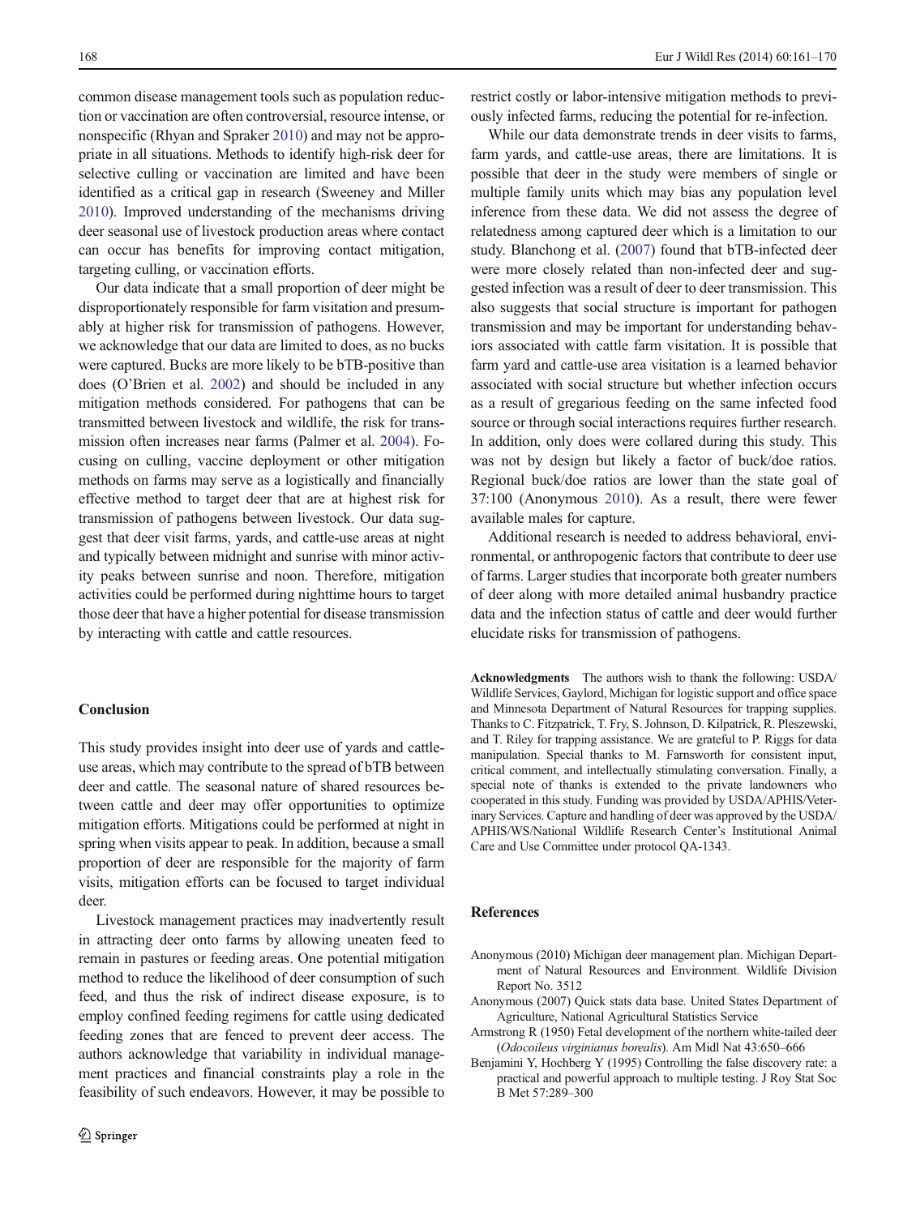common disease management tools such as population reduction or vaccination are often controversial, resource intense, or nonspecific (Rhyan and Spraker 2010) and may not be appropriate in all situations. Methods to identify high-risk deer for selective culling or vaccination are limited and have been identified as a critical gap in research (Sweeney and Miller 2010). Improved understanding of the mechanisms driving deer seasonal use of livestock production areas where contact can occur has benefits for improving contact mitigation, targeting culling, or vaccination efforts.

Our data indicate that a small proportion of deer might be disproportionately responsible for farm visitation and presumably at higher risk for transmission of pathogens. However, we acknowledge that our data are limited to does, as no bucks were captured. Bucks are more likely to be bTB-positive than does (O'Brien et al. 2002) and should be included in any mitigation methods considered. For pathogens that can be transmitted between livestock and wildlife, the risk for transmission often increases near farms (Palmer et al. 2004). Focusing on culling, vaccine deployment or other mitigation methods on farms may serve as a logistically and financially effective method to target deer that are at highest risk for transmission of pathogens between livestock. Our data suggest that deer visit farms, yards, and cattle-use areas at night and typically between midnight and sunrise with minor activity peaks between sunrise and noon. Therefore, mitigation activities could be performed during nighttime hours to target those deer that have a higher potential for disease transmission by interacting with cattle and cattle resources.

## Conclusion

This study provides insight into deer use of yards and cattle-use areas, which may contribute to the spread of bTB between deer and cattle. The seasonal nature of shared resources between cattle and deer may offer opportunities to optimize mitigation efforts. Mitigations could be performed at night in spring when visits appear to peak. In addition, because a small proportion of deer are responsible for the majority of farm visits, mitigation efforts can be focused to target individual deer.

Livestock management practices may inadvertently result in attracting deer onto farms by allowing uneaten feed to remain in pastures or feeding areas. One potential mitigation method to reduce the likelihood of deer consumption of such feed, and thus the risk of indirect disease exposure, is to employ confined feeding regimens for cattle using dedicated feeding zones that are fenced to prevent deer access. The authors acknowledge that variability in individual management practices and financial constraints play a role in the feasibility of such endeavors. However, it may be possible to restrict costly or labor-intensive mitigation methods to previously infected farms, reducing the potential for re-infection.

While our data demonstrate trends in deer visits to farms, farm yards, and cattle-use areas, there are limitations. It is possible that deer in the study were members of single or multiple family units which may bias any population level inference from these data. We did not assess the degree of relatedness among captured deer which is a limitation to our study. Blanchong et al. (2007) found that bTB-infected deer were more closely related than non-infected deer and suggested infection was a result of deer to deer transmission. This also suggests that social structure is important for pathogen transmission and may be important for understanding behaviors associated with cattle farm visitation. It is possible that farm yard and cattle-use area visitation is a learned behavior associated with social structure but whether infection occurs as a result of gregarious feeding on the same infected food source or through social interactions requires further research. In addition, only does were collared during this study. This was not by design but likely a factor of buck/doe ratios. Regional buck/doe ratios are lower than the state goal of 37:100 (Anonymous 2010). As a result, there were fewer available males for capture.

Additional research is needed to address behavioral, environmental, or anthropogenic factors that contribute to deer use of farms. Larger studies that incorporate both greater numbers of deer along with more detailed animal husbandry practice data and the infection status of cattle and deer would further elucidate risks for transmission of pathogens.

**Acknowledgments** The authors wish to thank the following: USDA/Wildlife Services, Gaylord, Michigan for logistic support and office space and Minnesota Department of Natural Resources for trapping supplies. Thanks to C. Fitzpatrick, T. Fry, S. Johnson, D. Kilpatrick, R. Pleszewski, and T. Riley for trapping assistance. We are grateful to P. Riggs for data manipulation. Special thanks to M. Farnsworth for consistent input, critical comment, and intellectually stimulating conversation. Finally, a special note of thanks is extended to the private landowners who cooperated in this study. Funding was provided by USDA/APHIS/Veterinary Services. Capture and handling of deer was approved by the USDA/APHIS/WS/National Wildlife Research Center's Institutional Animal Care and Use Committee under protocol QA-1343.

## References

Anonymous (2010) Michigan deer management plan. Michigan Department of Natural Resources and Environment. Wildlife Division Report No. 3512

Anonymous (2007) Quick stats data base. United States Department of Agriculture, National Agricultural Statistics Service

Armstrong R (1950) Fetal development of the northern white-tailed deer (*Odocoileus virginianus borealis*). Am Midl Nat 43:650–666

Benjamini Y, Hochberg Y (1995) Controlling the false discovery rate: a practical and powerful approach to multiple testing. J Roy Stat Soc B Met 57:289–300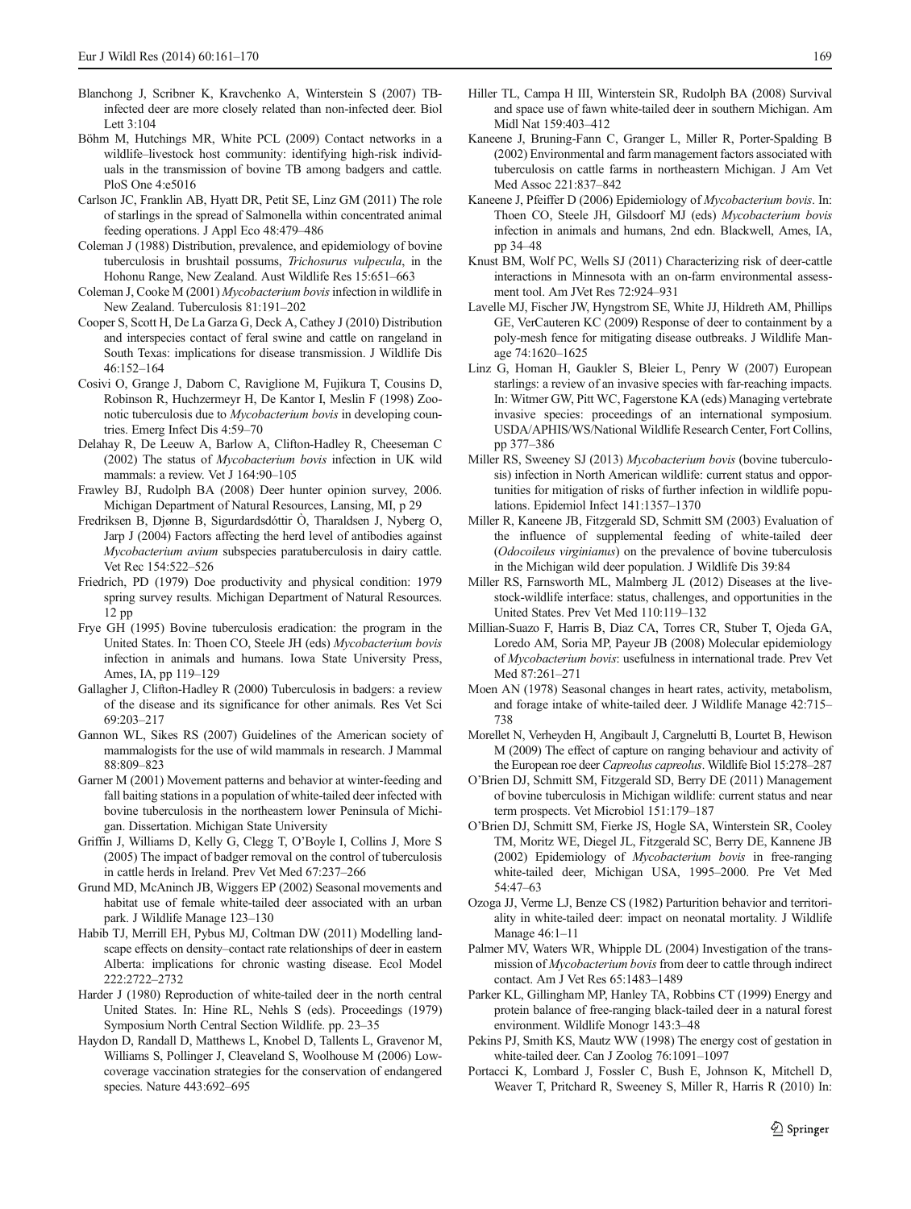Blanchong J, Scribner K, Kravchenko A, Winterstein S (2007) TB-infected deer are more closely related than non-infected deer. Biol Lett 3:104

Böhm M, Hutchings MR, White PCL (2009) Contact networks in a wildlife–livestock host community: identifying high-risk individuals in the transmission of bovine TB among badgers and cattle. PloS One 4:e5016

Carlson JC, Franklin AB, Hyatt DR, Petit SE, Linz GM (2011) The role of starlings in the spread of Salmonella within concentrated animal feeding operations. J Appl Eco 48:479–486

Coleman J (1988) Distribution, prevalence, and epidemiology of bovine tuberculosis in brushtail possums, *Trichosurus vulpecula*, in the Hohonu Range, New Zealand. Aust Wildlife Res 15:651–663

Coleman J, Cooke M (2001) *Mycobacterium bovis* infection in wildlife in New Zealand. Tuberculosis 81:191–202

Cooper S, Scott H, De La Garza G, Deck A, Cathey J (2010) Distribution and interspecies contact of feral swine and cattle on rangeland in South Texas: implications for disease transmission. J Wildlife Dis 46:152–164

Cosivi O, Grange J, Daborn C, Raviglione M, Fujikura T, Cousins D, Robinson R, Huchzermeyr H, De Kantor I, Meslin F (1998) Zoonotic tuberculosis due to *Mycobacterium bovis* in developing countries. Emerg Infect Dis 4:59–70

Delahay R, De Leeuw A, Barlow A, Clifton-Hadley R, Cheeseman C (2002) The status of *Mycobacterium bovis* infection in UK wild mammals: a review. Vet J 164:90–105

Frawley BJ, Rudolph BA (2008) Deer hunter opinion survey, 2006. Michigan Department of Natural Resources, Lansing, MI, p 29

Fredriksen B, Djønne B, Sigurdardsdóttir Ò, Tharaldsen J, Nyberg O, Jarp J (2004) Factors affecting the herd level of antibodies against *Mycobacterium avium* subspecies paratuberculosis in dairy cattle. Vet Rec 154:522–526

Friedrich, PD (1979) Doe productivity and physical condition: 1979 spring survey results. Michigan Department of Natural Resources. 12 pp

Frye GH (1995) Bovine tuberculosis eradication: the program in the United States. In: Thoen CO, Steele JH (eds) *Mycobacterium bovis* infection in animals and humans. Iowa State University Press, Ames, IA, pp 119–129

Gallagher J, Clifton-Hadley R (2000) Tuberculosis in badgers: a review of the disease and its significance for other animals. Res Vet Sci 69:203–217

Gannon WL, Sikes RS (2007) Guidelines of the American society of mammalogists for the use of wild mammals in research. J Mammal 88:809–823

Garner M (2001) Movement patterns and behavior at winter-feeding and fall baiting stations in a population of white-tailed deer infected with bovine tuberculosis in the northeastern lower Peninsula of Michigan. Dissertation. Michigan State University

Griffin J, Williams D, Kelly G, Clegg T, O'Boyle I, Collins J, More S (2005) The impact of badger removal on the control of tuberculosis in cattle herds in Ireland. Prev Vet Med 67:237–266

Grund MD, McAninch JB, Wiggers EP (2002) Seasonal movements and habitat use of female white-tailed deer associated with an urban park. J Wildlife Manage 123–130

Habib TJ, Merrill EH, Pybus MJ, Coltman DW (2011) Modelling landscape effects on density–contact rate relationships of deer in eastern Alberta: implications for chronic wasting disease. Ecol Model 222:2722–2732

Harder J (1980) Reproduction of white-tailed deer in the north central United States. In: Hine RL, Nehls S (eds). Proceedings (1979) Symposium North Central Section Wildlife. pp. 23–35

Haydon D, Randall D, Matthews L, Knobel D, Tallents L, Gravenor M, Williams S, Pollinger J, Cleaveland S, Woolhouse M (2006) Low-coverage vaccination strategies for the conservation of endangered species. Nature 443:692–695

Hiller TL, Campa H III, Winterstein SR, Rudolph BA (2008) Survival and space use of fawn white-tailed deer in southern Michigan. Am Midl Nat 159:403–412

Kaneene J, Bruning-Fann C, Granger L, Miller R, Porter-Spalding B (2002) Environmental and farm management factors associated with tuberculosis on cattle farms in northeastern Michigan. J Am Vet Med Assoc 221:837–842

Kaneene J, Pfeiffer D (2006) Epidemiology of *Mycobacterium bovis*. In: Thoen CO, Steele JH, Gilsdoorf MJ (eds) *Mycobacterium bovis* infection in animals and humans, 2nd edn. Blackwell, Ames, IA, pp 34–48

Knust BM, Wolf PC, Wells SJ (2011) Characterizing risk of deer-cattle interactions in Minnesota with an on-farm environmental assessment tool. Am JVet Res 72:924–931

Lavelle MJ, Fischer JW, Hyngstrom SE, White JJ, Hildreth AM, Phillips GE, VerCauteren KC (2009) Response of deer to containment by a poly-mesh fence for mitigating disease outbreaks. J Wildlife Manage 74:1620–1625

Linz G, Homan H, Gaukler S, Bleier L, Penry W (2007) European starlings: a review of an invasive species with far-reaching impacts. In: Witmer GW, Pitt WC, Fagerstone KA (eds) Managing vertebrate invasive species: proceedings of an international symposium. USDA/APHIS/WS/National Wildlife Research Center, Fort Collins, pp 377–386

Miller RS, Sweeney SJ (2013) *Mycobacterium bovis* (bovine tuberculosis) infection in North American wildlife: current status and opportunities for mitigation of risks of further infection in wildlife populations. Epidemiol Infect 141:1357–1370

Miller R, Kaneene JB, Fitzgerald SD, Schmitt SM (2003) Evaluation of the influence of supplemental feeding of white-tailed deer (*Odocoileus virginianus*) on the prevalence of bovine tuberculosis in the Michigan wild deer population. J Wildlife Dis 39:84

Miller RS, Farnsworth ML, Malmberg JL (2012) Diseases at the livestock-wildlife interface: status, challenges, and opportunities in the United States. Prev Vet Med 110:119–132

Millian-Suazo F, Harris B, Diaz CA, Torres CR, Stuber T, Ojeda GA, Loredo AM, Soria MP, Payeur JB (2008) Molecular epidemiology of *Mycobacterium bovis*: usefulness in international trade. Prev Vet Med 87:261–271

Moen AN (1978) Seasonal changes in heart rates, activity, metabolism, and forage intake of white-tailed deer. J Wildlife Manage 42:715–738

Morellet N, Verheyden H, Angibault J, Cargnelutti B, Lourtet B, Hewison M (2009) The effect of capture on ranging behaviour and activity of the European roe deer *Capreolus capreolus*. Wildlife Biol 15:278–287

O'Brien DJ, Schmitt SM, Fitzgerald SD, Berry DE (2011) Management of bovine tuberculosis in Michigan wildlife: current status and near term prospects. Vet Microbiol 151:179–187

O'Brien DJ, Schmitt SM, Fierke JS, Hogle SA, Winterstein SR, Cooley TM, Moritz WE, Diegel JL, Fitzgerald SC, Berry DE, Kannene JB (2002) Epidemiology of *Mycobacterium bovis* in free-ranging white-tailed deer, Michigan USA, 1995–2000. Pre Vet Med 54:47–63

Ozoga JJ, Verme LJ, Benze CS (1982) Parturition behavior and territoriality in white-tailed deer: impact on neonatal mortality. J Wildlife Manage 46:1–11

Palmer MV, Waters WR, Whipple DL (2004) Investigation of the transmission of *Mycobacterium bovis* from deer to cattle through indirect contact. Am J Vet Res 65:1483–1489

Parker KL, Gillingham MP, Hanley TA, Robbins CT (1999) Energy and protein balance of free-ranging black-tailed deer in a natural forest environment. Wildlife Monogr 143:3–48

Pekins PJ, Smith KS, Mautz WW (1998) The energy cost of gestation in white-tailed deer. Can J Zoolog 76:1091–1097

Portacci K, Lombard J, Fossler C, Bush E, Johnson K, Mitchell D, Weaver T, Pritchard R, Sweeney S, Miller R, Harris R (2010) In: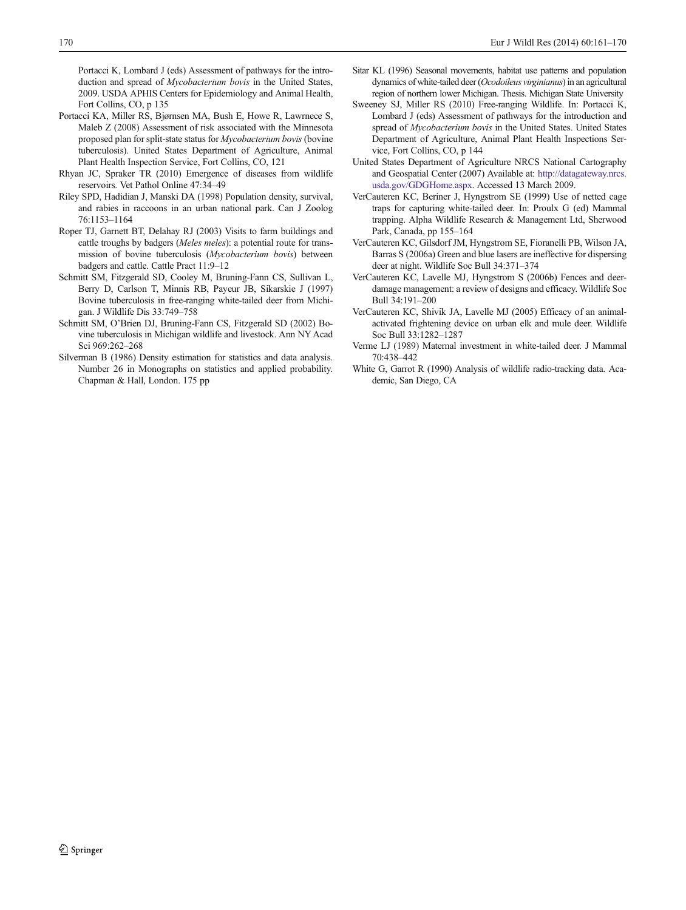Portacci K, Lombard J (eds) Assessment of pathways for the introduction and spread of *Mycobacterium bovis* in the United States, 2009. USDA APHIS Centers for Epidemiology and Animal Health, Fort Collins, CO, p 135

Portacci KA, Miller RS, Bjørnsen MA, Bush E, Howe R, Lawrnece S, Maleb Z (2008) Assessment of risk associated with the Minnesota proposed plan for split-state status for *Mycobacterium bovis* (bovine tuberculosis). United States Department of Agriculture, Animal Plant Health Inspection Service, Fort Collins, CO, 121

Rhyan JC, Spraker TR (2010) Emergence of diseases from wildlife reservoirs. Vet Pathol Online 47:34–49

Riley SPD, Hadidian J, Manski DA (1998) Population density, survival, and rabies in raccoons in an urban national park. Can J Zoolog 76:1153–1164

Roper TJ, Garnett BT, Delahay RJ (2003) Visits to farm buildings and cattle troughs by badgers (*Meles meles*): a potential route for transmission of bovine tuberculosis (*Mycobacterium bovis*) between badgers and cattle. Cattle Pract 11:9–12

Schmitt SM, Fitzgerald SD, Cooley M, Bruning-Fann CS, Sullivan L, Berry D, Carlson T, Minnis RB, Payeur JB, Sikarskie J (1997) Bovine tuberculosis in free-ranging white-tailed deer from Michigan. J Wildlife Dis 33:749–758

Schmitt SM, O'Brien DJ, Bruning-Fann CS, Fitzgerald SD (2002) Bovine tuberculosis in Michigan wildlife and livestock. Ann NY Acad Sci 969:262–268

Silverman B (1986) Density estimation for statistics and data analysis. Number 26 in Monographs on statistics and applied probability. Chapman & Hall, London. 175 pp

Sitar KL (1996) Seasonal movements, habitat use patterns and population dynamics of white-tailed deer (*Ocodoileus virginianus*) in an agricultural region of northern lower Michigan. Thesis. Michigan State University

Sweeney SJ, Miller RS (2010) Free-ranging Wildlife. In: Portacci K, Lombard J (eds) Assessment of pathways for the introduction and spread of *Mycobacterium bovis* in the United States. United States Department of Agriculture, Animal Plant Health Inspections Service, Fort Collins, CO, p 144

United States Department of Agriculture NRCS National Cartography and Geospatial Center (2007) Available at: http://datagateway.nrcs.usda.gov/GDGHome.aspx. Accessed 13 March 2009.

VerCauteren KC, Beriner J, Hyngstrom SE (1999) Use of netted cage traps for capturing white-tailed deer. In: Proulx G (ed) Mammal trapping. Alpha Wildlife Research & Management Ltd, Sherwood Park, Canada, pp 155–164

VerCauteren KC, Gilsdorf JM, Hyngstrom SE, Fioranelli PB, Wilson JA, Barras S (2006a) Green and blue lasers are ineffective for dispersing deer at night. Wildlife Soc Bull 34:371–374

VerCauteren KC, Lavelle MJ, Hyngstrom S (2006b) Fences and deer-damage management: a review of designs and efficacy. Wildlife Soc Bull 34:191–200

VerCauteren KC, Shivik JA, Lavelle MJ (2005) Efficacy of an animal-activated frightening device on urban elk and mule deer. Wildlife Soc Bull 33:1282–1287

Verme LJ (1989) Maternal investment in white-tailed deer. J Mammal 70:438–442

White G, Garrot R (1990) Analysis of wildlife radio-tracking data. Academic, San Diego, CA